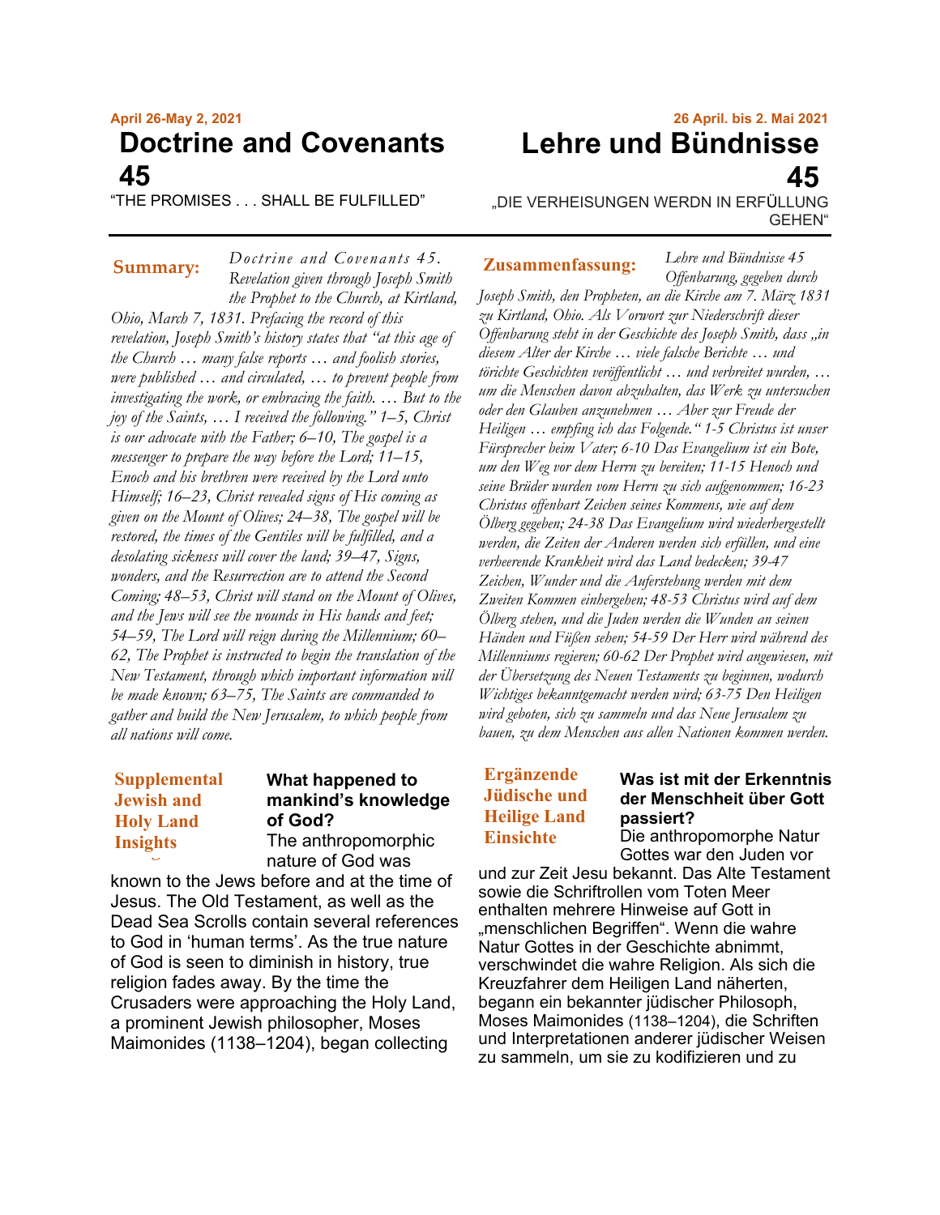April 26-May 2, 2021

# Doctrine and Covenants 45

"THE PROMISES . . . SHALL BE FULFILLED"

**Summary:** *Doctrine and Covenants 45. Revelation given through Joseph Smith the Prophet to the Church, at Kirtland, Ohio, March 7, 1831. Prefacing the record of this revelation, Joseph Smith's history states that "at this age of the Church … many false reports … and foolish stories, were published … and circulated, … to prevent people from investigating the work, or embracing the faith. … But to the joy of the Saints, … I received the following." 1–5, Christ is our advocate with the Father; 6–10, The gospel is a messenger to prepare the way before the Lord; 11–15, Enoch and his brethren were received by the Lord unto Himself; 16–23, Christ revealed signs of His coming as given on the Mount of Olives; 24–38, The gospel will be restored, the times of the Gentiles will be fulfilled, and a desolating sickness will cover the land; 39–47, Signs, wonders, and the Resurrection are to attend the Second Coming; 48–53, Christ will stand on the Mount of Olives, and the Jews will see the wounds in His hands and feet; 54–59, The Lord will reign during the Millennium; 60–62, The Prophet is instructed to begin the translation of the New Testament, through which important information will be made known; 63–75, The Saints are commanded to gather and build the New Jerusalem, to which people from all nations will come.*

**Supplemental Jewish and Holy Land Insights**

**What happened to mankind's knowledge of God?**

The anthropomorphic nature of God was known to the Jews before and at the time of Jesus. The Old Testament, as well as the Dead Sea Scrolls contain several references to God in 'human terms'. As the true nature of God is seen to diminish in history, true religion fades away. By the time the Crusaders were approaching the Holy Land, a prominent Jewish philosopher, Moses Maimonides (1138–1204), began collecting

26 April. bis 2. Mai 2021

# Lehre und Bündnisse 45

„DIE VERHEISUNGEN WERDN IN ERFÜLLUNG GEHEN"

**Zusammenfassung:** *Lehre und Bündnisse 45 Offenbarung, gegeben durch Joseph Smith, den Propheten, an die Kirche am 7. März 1831 zu Kirtland, Ohio. Als Vorwort zur Niederschrift dieser Offenbarung steht in der Geschichte des Joseph Smith, dass „in diesem Alter der Kirche … viele falsche Berichte … und törichte Geschichten veröffentlicht … und verbreitet wurden, … um die Menschen davon abzuhalten, das Werk zu untersuchen oder den Glauben anzunehmen … Aber zur Freude der Heiligen … empfing ich das Folgende." 1-5 Christus ist unser Fürsprecher beim Vater; 6-10 Das Evangelium ist ein Bote, um den Weg vor dem Herrn zu bereiten; 11-15 Henoch und seine Brüder wurden vom Herrn zu sich aufgenommen; 16-23 Christus offenbart Zeichen seines Kommens, wie auf dem Ölberg gegeben; 24-38 Das Evangelium wird wiederhergestellt werden, die Zeiten der Anderen werden sich erfüllen, und eine verheerende Krankheit wird das Land bedecken; 39-47 Zeichen, Wunder und die Auferstehung werden mit dem Zweiten Kommen einhergehen; 48-53 Christus wird auf dem Ölberg stehen, und die Juden werden die Wunden an seinen Händen und Füßen sehen; 54-59 Der Herr wird während des Millenniums regieren; 60-62 Der Prophet wird angewiesen, mit der Übersetzung des Neuen Testaments zu beginnen, wodurch Wichtiges bekanntgemacht werden wird; 63-75 Den Heiligen wird geboten, sich zu sammeln und das Neue Jerusalem zu bauen, zu dem Menschen aus allen Nationen kommen werden.*

**Ergänzende Jüdische und Heilige Land Einsichte**

**Was ist mit der Erkenntnis der Menschheit über Gott passiert?**

Die anthropomorphe Natur Gottes war den Juden vor und zur Zeit Jesu bekannt. Das Alte Testament sowie die Schriftrollen vom Toten Meer enthalten mehrere Hinweise auf Gott in „menschlichen Begriffen". Wenn die wahre Natur Gottes in der Geschichte abnimmt, verschwindet die wahre Religion. Als sich die Kreuzfahrer dem Heiligen Land näherten, begann ein bekannter jüdischer Philosoph, Moses Maimonides (1138–1204), die Schriften und Interpretationen anderer jüdischer Weisen zu sammeln, um sie zu kodifizieren und zu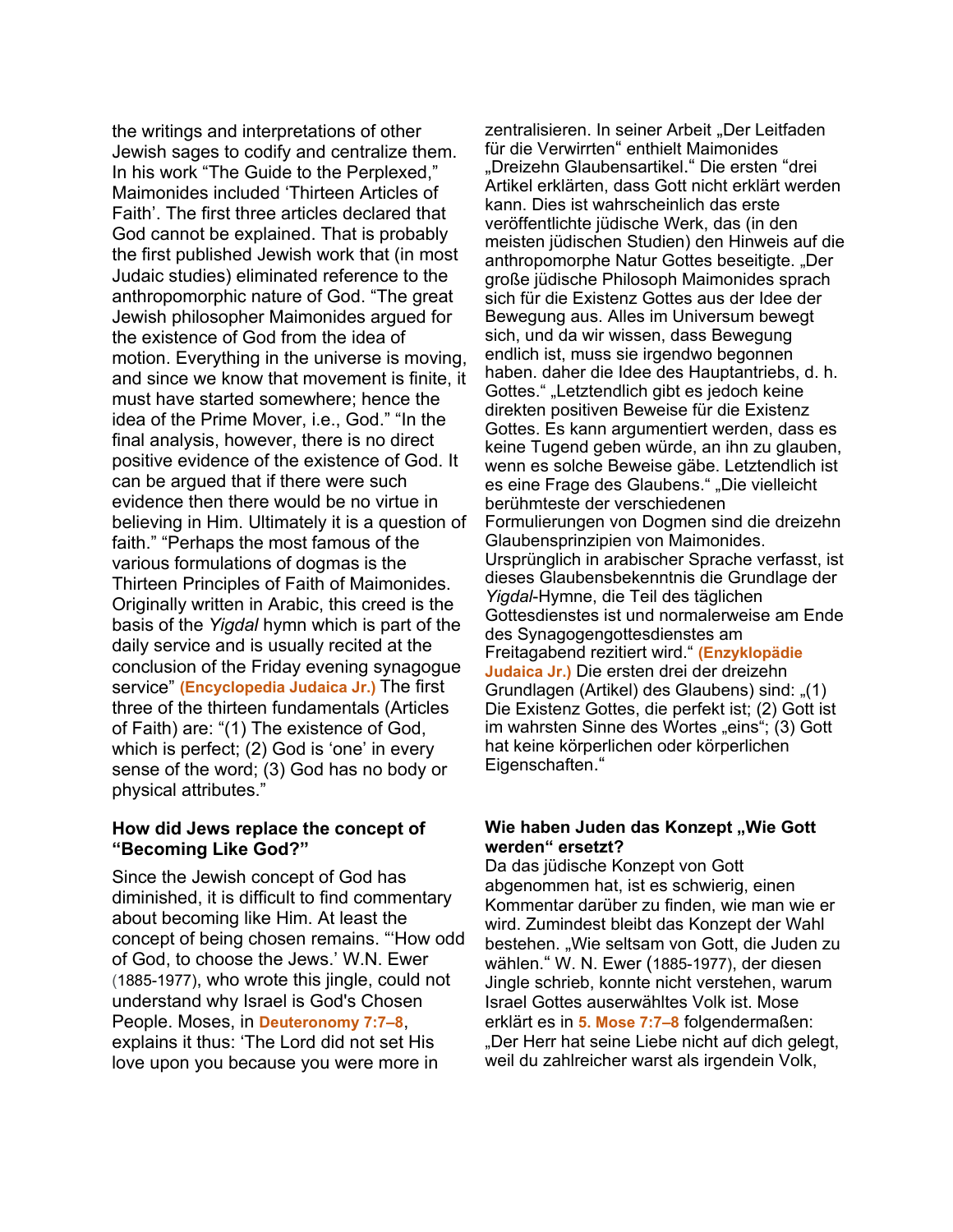the writings and interpretations of other Jewish sages to codify and centralize them. In his work "The Guide to the Perplexed," Maimonides included 'Thirteen Articles of Faith'. The first three articles declared that God cannot be explained. That is probably the first published Jewish work that (in most Judaic studies) eliminated reference to the anthropomorphic nature of God. "The great Jewish philosopher Maimonides argued for the existence of God from the idea of motion. Everything in the universe is moving, and since we know that movement is finite, it must have started somewhere; hence the idea of the Prime Mover, i.e., God." "In the final analysis, however, there is no direct positive evidence of the existence of God. It can be argued that if there were such evidence then there would be no virtue in believing in Him. Ultimately it is a question of faith." "Perhaps the most famous of the various formulations of dogmas is the Thirteen Principles of Faith of Maimonides. Originally written in Arabic, this creed is the basis of the *Yigdal* hymn which is part of the daily service and is usually recited at the conclusion of the Friday evening synagogue service" **(Encyclopedia Judaica Jr.)** The first three of the thirteen fundamentals (Articles of Faith) are: "(1) The existence of God, which is perfect; (2) God is 'one' in every sense of the word; (3) God has no body or physical attributes."

### How did Jews replace the concept of "Becoming Like God?"

Since the Jewish concept of God has diminished, it is difficult to find commentary about becoming like Him. At least the concept of being chosen remains. "'How odd of God, to choose the Jews.' W.N. Ewer (1885-1977), who wrote this jingle, could not understand why Israel is God's Chosen People. Moses, in **Deuteronomy 7:7–8**, explains it thus: 'The Lord did not set His love upon you because you were more in

zentralisieren. In seiner Arbeit „Der Leitfaden für die Verwirrten" enthielt Maimonides „Dreizehn Glaubensartikel." Die ersten "drei Artikel erklärten, dass Gott nicht erklärt werden kann. Dies ist wahrscheinlich das erste veröffentlichte jüdische Werk, das (in den meisten jüdischen Studien) den Hinweis auf die anthropomorphe Natur Gottes beseitigte. „Der große jüdische Philosoph Maimonides sprach sich für die Existenz Gottes aus der Idee der Bewegung aus. Alles im Universum bewegt sich, und da wir wissen, dass Bewegung endlich ist, muss sie irgendwo begonnen haben. daher die Idee des Hauptantriebs, d. h. Gottes." „Letztendlich gibt es jedoch keine direkten positiven Beweise für die Existenz Gottes. Es kann argumentiert werden, dass es keine Tugend geben würde, an ihn zu glauben, wenn es solche Beweise gäbe. Letztendlich ist es eine Frage des Glaubens." „Die vielleicht berühmteste der verschiedenen Formulierungen von Dogmen sind die dreizehn Glaubensprinzipien von Maimonides. Ursprünglich in arabischer Sprache verfasst, ist dieses Glaubensbekenntnis die Grundlage der *Yigdal*-Hymne, die Teil des täglichen Gottesdienstes ist und normalerweise am Ende des Synagogengottesdienstes am Freitagabend rezitiert wird." **(Enzyklopädie Judaica Jr.)** Die ersten drei der dreizehn Grundlagen (Artikel) des Glaubens) sind: „(1) Die Existenz Gottes, die perfekt ist; (2) Gott ist im wahrsten Sinne des Wortes „eins"; (3) Gott hat keine körperlichen oder körperlichen Eigenschaften."

### Wie haben Juden das Konzept „Wie Gott werden" ersetzt?

Da das jüdische Konzept von Gott abgenommen hat, ist es schwierig, einen Kommentar darüber zu finden, wie man wie er wird. Zumindest bleibt das Konzept der Wahl bestehen. „Wie seltsam von Gott, die Juden zu wählen." W. N. Ewer (1885-1977), der diesen Jingle schrieb, konnte nicht verstehen, warum Israel Gottes auserwähltes Volk ist. Mose erklärt es in **5. Mose 7:7–8** folgendermaßen: „Der Herr hat seine Liebe nicht auf dich gelegt, weil du zahlreicher warst als irgendein Volk,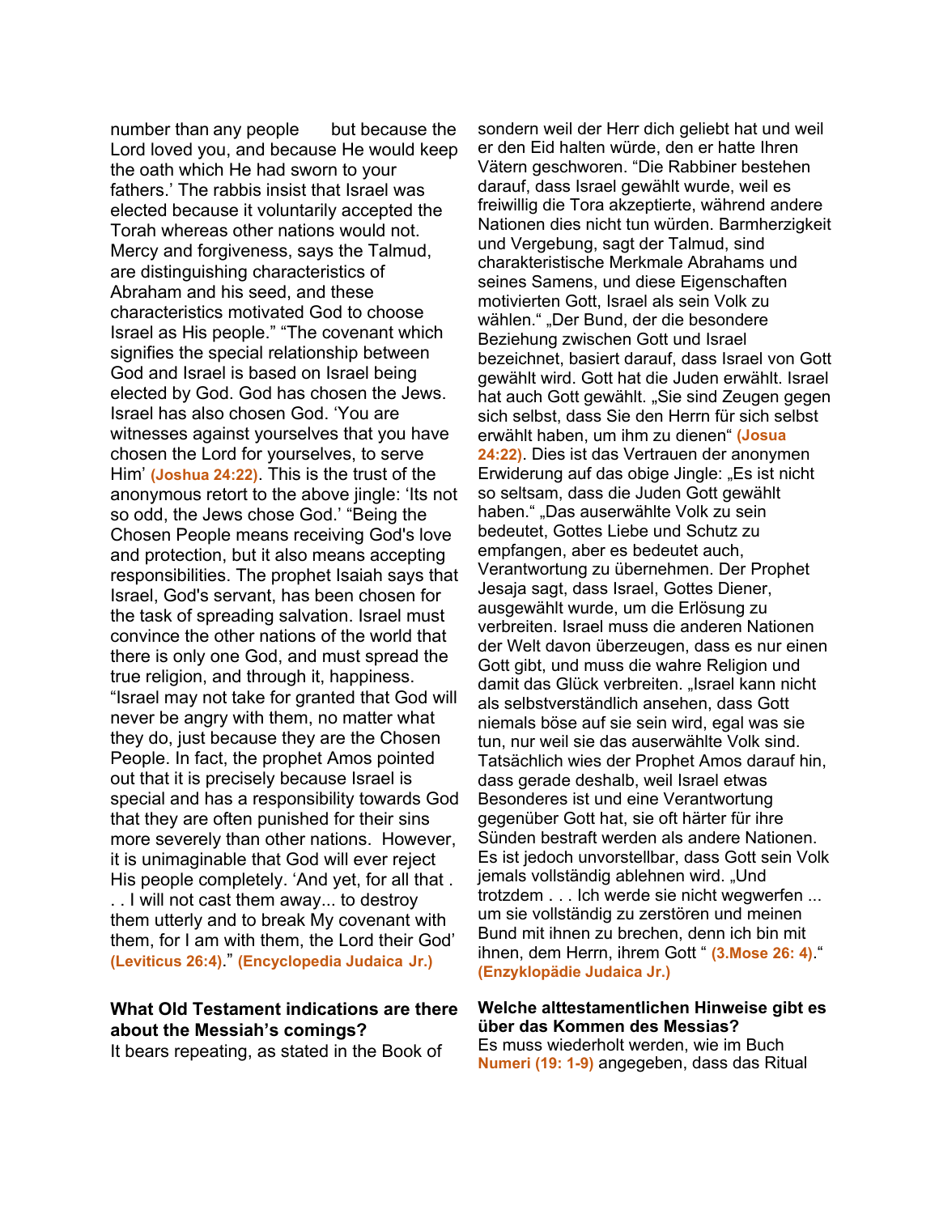number than any people  but because the Lord loved you, and because He would keep the oath which He had sworn to your fathers.' The rabbis insist that Israel was elected because it voluntarily accepted the Torah whereas other nations would not. Mercy and forgiveness, says the Talmud, are distinguishing characteristics of Abraham and his seed, and these characteristics motivated God to choose Israel as His people." "The covenant which signifies the special relationship between God and Israel is based on Israel being elected by God. God has chosen the Jews. Israel has also chosen God. 'You are witnesses against yourselves that you have chosen the Lord for yourselves, to serve Him' **(Joshua 24:22)**. This is the trust of the anonymous retort to the above jingle: 'Its not so odd, the Jews chose God.' "Being the Chosen People means receiving God's love and protection, but it also means accepting responsibilities. The prophet Isaiah says that Israel, God's servant, has been chosen for the task of spreading salvation. Israel must convince the other nations of the world that there is only one God, and must spread the true religion, and through it, happiness. "Israel may not take for granted that God will never be angry with them, no matter what they do, just because they are the Chosen People. In fact, the prophet Amos pointed out that it is precisely because Israel is special and has a responsibility towards God that they are often punished for their sins more severely than other nations. However, it is unimaginable that God will ever reject His people completely. 'And yet, for all that . . . I will not cast them away... to destroy them utterly and to break My covenant with them, for I am with them, the Lord their God' **(Leviticus 26:4)**." **(Encyclopedia Judaica Jr.)**

**What Old Testament indications are there about the Messiah's comings?**

It bears repeating, as stated in the Book of

sondern weil der Herr dich geliebt hat und weil er den Eid halten würde, den er hatte Ihren Vätern geschworen. "Die Rabbiner bestehen darauf, dass Israel gewählt wurde, weil es freiwillig die Tora akzeptierte, während andere Nationen dies nicht tun würden. Barmherzigkeit und Vergebung, sagt der Talmud, sind charakteristische Merkmale Abrahams und seines Samens, und diese Eigenschaften motivierten Gott, Israel als sein Volk zu wählen." „Der Bund, der die besondere Beziehung zwischen Gott und Israel bezeichnet, basiert darauf, dass Israel von Gott gewählt wird. Gott hat die Juden erwählt. Israel hat auch Gott gewählt. „Sie sind Zeugen gegen sich selbst, dass Sie den Herrn für sich selbst erwählt haben, um ihm zu dienen" **(Josua 24:22)**. Dies ist das Vertrauen der anonymen Erwiderung auf das obige Jingle: „Es ist nicht so seltsam, dass die Juden Gott gewählt haben." „Das auserwählte Volk zu sein bedeutet, Gottes Liebe und Schutz zu empfangen, aber es bedeutet auch, Verantwortung zu übernehmen. Der Prophet Jesaja sagt, dass Israel, Gottes Diener, ausgewählt wurde, um die Erlösung zu verbreiten. Israel muss die anderen Nationen der Welt davon überzeugen, dass es nur einen Gott gibt, und muss die wahre Religion und damit das Glück verbreiten. „Israel kann nicht als selbstverständlich ansehen, dass Gott niemals böse auf sie sein wird, egal was sie tun, nur weil sie das auserwählte Volk sind. Tatsächlich wies der Prophet Amos darauf hin, dass gerade deshalb, weil Israel etwas Besonderes ist und eine Verantwortung gegenüber Gott hat, sie oft härter für ihre Sünden bestraft werden als andere Nationen. Es ist jedoch unvorstellbar, dass Gott sein Volk jemals vollständig ablehnen wird. „Und trotzdem . . . Ich werde sie nicht wegwerfen ... um sie vollständig zu zerstören und meinen Bund mit ihnen zu brechen, denn ich bin mit ihnen, dem Herrn, ihrem Gott " **(3.Mose 26: 4)**." **(Enzyklopädie Judaica Jr.)**

**Welche alttestamentlichen Hinweise gibt es über das Kommen des Messias?**

Es muss wiederholt werden, wie im Buch **Numeri (19: 1-9)** angegeben, dass das Ritual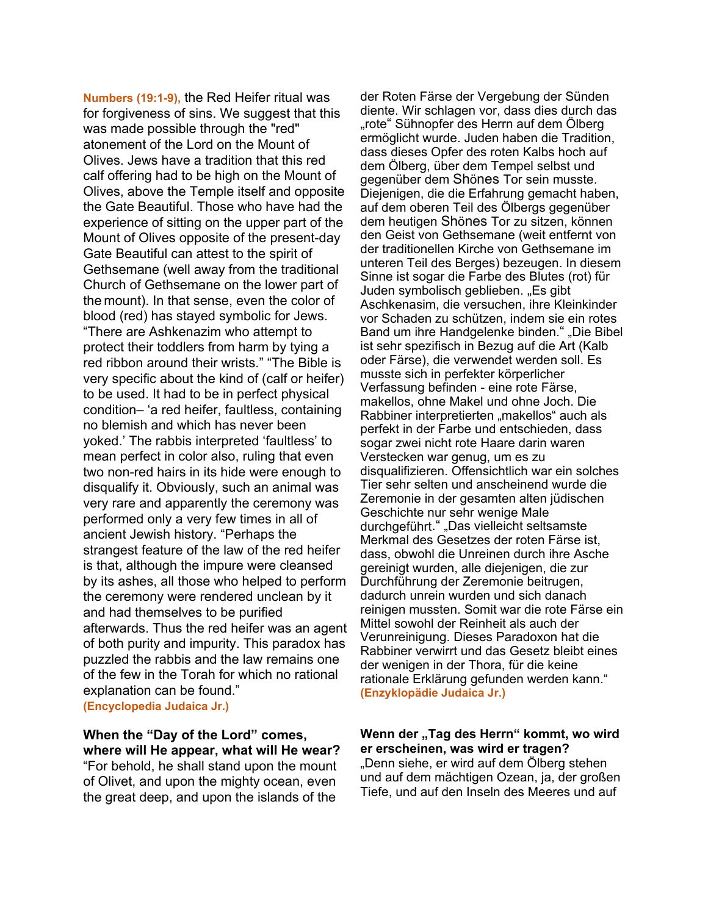**Numbers (19:1-9),** the Red Heifer ritual was for forgiveness of sins. We suggest that this was made possible through the "red" atonement of the Lord on the Mount of Olives. Jews have a tradition that this red calf offering had to be high on the Mount of Olives, above the Temple itself and opposite the Gate Beautiful. Those who have had the experience of sitting on the upper part of the Mount of Olives opposite of the present-day Gate Beautiful can attest to the spirit of Gethsemane (well away from the traditional Church of Gethsemane on the lower part of the mount). In that sense, even the color of blood (red) has stayed symbolic for Jews. “There are Ashkenazim who attempt to protect their toddlers from harm by tying a red ribbon around their wrists.” “The Bible is very specific about the kind of (calf or heifer) to be used. It had to be in perfect physical condition– ‘a red heifer, faultless, containing no blemish and which has never been yoked.’ The rabbis interpreted ‘faultless’ to mean perfect in color also, ruling that even two non-red hairs in its hide were enough to disqualify it. Obviously, such an animal was very rare and apparently the ceremony was performed only a very few times in all of ancient Jewish history. “Perhaps the strangest feature of the law of the red heifer is that, although the impure were cleansed by its ashes, all those who helped to perform the ceremony were rendered unclean by it and had themselves to be purified afterwards. Thus the red heifer was an agent of both purity and impurity. This paradox has puzzled the rabbis and the law remains one of the few in the Torah for which no rational explanation can be found.” **(Encyclopedia Judaica Jr.)**

der Roten Färse der Vergebung der Sünden diente. Wir schlagen vor, dass dies durch das „rote“ Sühnopfer des Herrn auf dem Ölberg ermöglicht wurde. Juden haben die Tradition, dass dieses Opfer des roten Kalbs hoch auf dem Ölberg, über dem Tempel selbst und gegenüber dem Shönes Tor sein musste. Diejenigen, die die Erfahrung gemacht haben, auf dem oberen Teil des Ölbergs gegenüber dem heutigen Shönes Tor zu sitzen, können den Geist von Gethsemane (weit entfernt von der traditionellen Kirche von Gethsemane im unteren Teil des Berges) bezeugen. In diesem Sinne ist sogar die Farbe des Blutes (rot) für Juden symbolisch geblieben. „Es gibt Aschkenasim, die versuchen, ihre Kleinkinder vor Schaden zu schützen, indem sie ein rotes Band um ihre Handgelenke binden.“ „Die Bibel ist sehr spezifisch in Bezug auf die Art (Kalb oder Färse), die verwendet werden soll. Es musste sich in perfekter körperlicher Verfassung befinden - eine rote Färse, makellos, ohne Makel und ohne Joch. Die Rabbiner interpretierten „makellos“ auch als perfekt in der Farbe und entschieden, dass sogar zwei nicht rote Haare darin waren Verstecken war genug, um es zu disqualifizieren. Offensichtlich war ein solches Tier sehr selten und anscheinend wurde die Zeremonie in der gesamten alten jüdischen Geschichte nur sehr wenige Male durchgeführt.“ „Das vielleicht seltsamste Merkmal des Gesetzes der roten Färse ist, dass, obwohl die Unreinen durch ihre Asche gereinigt wurden, alle diejenigen, die zur Durchführung der Zeremonie beitrugen, dadurch unrein wurden und sich danach reinigen mussten. Somit war die rote Färse ein Mittel sowohl der Reinheit als auch der Verunreinigung. Dieses Paradoxon hat die Rabbiner verwirrt und das Gesetz bleibt eines der wenigen in der Thora, für die keine rationale Erklärung gefunden werden kann.“ **(Enzyklopädie Judaica Jr.)**

**When the “Day of the Lord” comes, where will He appear, what will He wear?**
“For behold, he shall stand upon the mount of Olivet, and upon the mighty ocean, even the great deep, and upon the islands of the

**Wenn der „Tag des Herrn“ kommt, wo wird er erscheinen, was wird er tragen?**
„Denn siehe, er wird auf dem Ölberg stehen und auf dem mächtigen Ozean, ja, der großen Tiefe, und auf den Inseln des Meeres und auf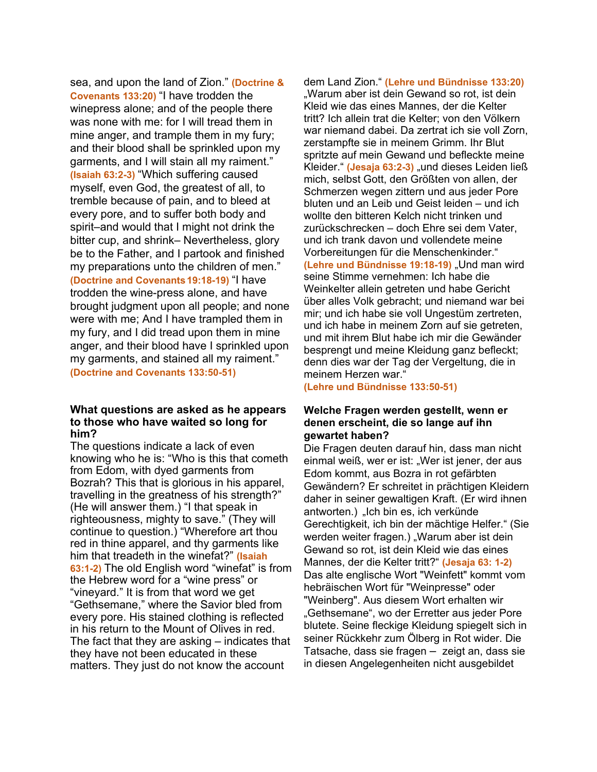sea, and upon the land of Zion." **(Doctrine & Covenants 133:20)** "I have trodden the winepress alone; and of the people there was none with me: for I will tread them in mine anger, and trample them in my fury; and their blood shall be sprinkled upon my garments, and I will stain all my raiment." **(Isaiah 63:2-3)** "Which suffering caused myself, even God, the greatest of all, to tremble because of pain, and to bleed at every pore, and to suffer both body and spirit–and would that I might not drink the bitter cup, and shrink– Nevertheless, glory be to the Father, and I partook and finished my preparations unto the children of men." **(Doctrine and Covenants 19:18-19)** "I have trodden the wine-press alone, and have brought judgment upon all people; and none were with me; And I have trampled them in my fury, and I did tread upon them in mine anger, and their blood have I sprinkled upon my garments, and stained all my raiment." **(Doctrine and Covenants 133:50-51)**

**What questions are asked as he appears to those who have waited so long for him?**
The questions indicate a lack of even knowing who he is: "Who is this that cometh from Edom, with dyed garments from Bozrah? This that is glorious in his apparel, travelling in the greatness of his strength?" (He will answer them.) "I that speak in righteousness, mighty to save." (They will continue to question.) "Wherefore art thou red in thine apparel, and thy garments like him that treadeth in the winefat?" **(Isaiah 63:1-2)** The old English word "winefat" is from the Hebrew word for a "wine press" or "vineyard." It is from that word we get "Gethsemane," where the Savior bled from every pore. His stained clothing is reflected in his return to the Mount of Olives in red. The fact that they are asking – indicates that they have not been educated in these matters. They just do not know the account

dem Land Zion." **(Lehre und Bündnisse 133:20)** „Warum aber ist dein Gewand so rot, ist dein Kleid wie das eines Mannes, der die Kelter tritt? Ich allein trat die Kelter; von den Völkern war niemand dabei. Da zertrat ich sie voll Zorn, zerstampfte sie in meinem Grimm. Ihr Blut spritzte auf mein Gewand und befleckte meine Kleider." **(Jesaja 63:2-3)** „und dieses Leiden ließ mich, selbst Gott, den Größten von allen, der Schmerzen wegen zittern und aus jeder Pore bluten und an Leib und Geist leiden – und ich wollte den bitteren Kelch nicht trinken und zurückschrecken – doch Ehre sei dem Vater, und ich trank davon und vollendete meine Vorbereitungen für die Menschenkinder." **(Lehre und Bündnisse 19:18-19)** „Und man wird seine Stimme vernehmen: Ich habe die Weinkelter allein getreten und habe Gericht über alles Volk gebracht; und niemand war bei mir; und ich habe sie voll Ungestüm zertreten, und ich habe in meinem Zorn auf sie getreten, und mit ihrem Blut habe ich mir die Gewänder besprengt und meine Kleidung ganz befleckt; denn dies war der Tag der Vergeltung, die in meinem Herzen war."
**(Lehre und Bündnisse 133:50-51)**

**Welche Fragen werden gestellt, wenn er denen erscheint, die so lange auf ihn gewartet haben?**
Die Fragen deuten darauf hin, dass man nicht einmal weiß, wer er ist: „Wer ist jener, der aus Edom kommt, aus Bozra in rot gefärbten Gewändern? Er schreitet in prächtigen Kleidern daher in seiner gewaltigen Kraft. (Er wird ihnen antworten.) „Ich bin es, ich verkünde Gerechtigkeit, ich bin der mächtige Helfer." (Sie werden weiter fragen.) „Warum aber ist dein Gewand so rot, ist dein Kleid wie das eines Mannes, der die Kelter tritt?" **(Jesaja 63: 1-2)** Das alte englische Wort "Weinfett" kommt vom hebräischen Wort für "Weinpresse" oder "Weinberg". Aus diesem Wort erhalten wir „Gethsemane", wo der Erretter aus jeder Pore blutete. Seine fleckige Kleidung spiegelt sich in seiner Rückkehr zum Ölberg in Rot wider. Die Tatsache, dass sie fragen – zeigt an, dass sie in diesen Angelegenheiten nicht ausgebildet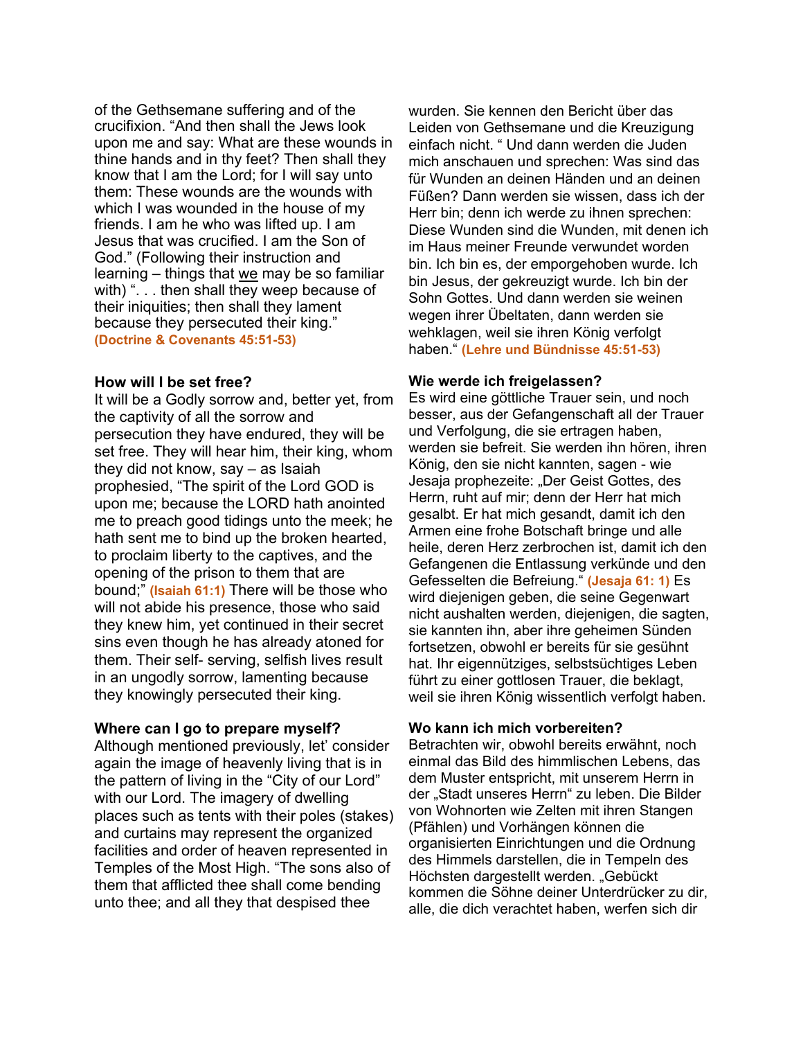of the Gethsemane suffering and of the crucifixion. “And then shall the Jews look upon me and say: What are these wounds in thine hands and in thy feet? Then shall they know that I am the Lord; for I will say unto them: These wounds are the wounds with which I was wounded in the house of my friends. I am he who was lifted up. I am Jesus that was crucified. I am the Son of God.” (Following their instruction and learning – things that we may be so familiar with) “. . . then shall they weep because of their iniquities; then shall they lament because they persecuted their king.” **(Doctrine & Covenants 45:51-53)**

### How will I be set free?

It will be a Godly sorrow and, better yet, from the captivity of all the sorrow and persecution they have endured, they will be set free. They will hear him, their king, whom they did not know, say – as Isaiah prophesied, “The spirit of the Lord GOD is upon me; because the LORD hath anointed me to preach good tidings unto the meek; he hath sent me to bind up the broken hearted, to proclaim liberty to the captives, and the opening of the prison to them that are bound;” **(Isaiah 61:1)** There will be those who will not abide his presence, those who said they knew him, yet continued in their secret sins even though he has already atoned for them. Their self- serving, selfish lives result in an ungodly sorrow, lamenting because they knowingly persecuted their king.

### Where can I go to prepare myself?

Although mentioned previously, let’ consider again the image of heavenly living that is in the pattern of living in the “City of our Lord” with our Lord. The imagery of dwelling places such as tents with their poles (stakes) and curtains may represent the organized facilities and order of heaven represented in Temples of the Most High. “The sons also of them that afflicted thee shall come bending unto thee; and all they that despised thee

wurden. Sie kennen den Bericht über das Leiden von Gethsemane und die Kreuzigung einfach nicht. “ Und dann werden die Juden mich anschauen und sprechen: Was sind das für Wunden an deinen Händen und an deinen Füßen? Dann werden sie wissen, dass ich der Herr bin; denn ich werde zu ihnen sprechen: Diese Wunden sind die Wunden, mit denen ich im Haus meiner Freunde verwundet worden bin. Ich bin es, der emporgehoben wurde. Ich bin Jesus, der gekreuzigt wurde. Ich bin der Sohn Gottes. Und dann werden sie weinen wegen ihrer Übeltaten, dann werden sie wehklagen, weil sie ihren König verfolgt haben.“ **(Lehre und Bündnisse 45:51-53)**

### Wie werde ich freigelassen?

Es wird eine göttliche Trauer sein, und noch besser, aus der Gefangenschaft all der Trauer und Verfolgung, die sie ertragen haben, werden sie befreit. Sie werden ihn hören, ihren König, den sie nicht kannten, sagen - wie Jesaja prophezeite: „Der Geist Gottes, des Herrn, ruht auf mir; denn der Herr hat mich gesalbt. Er hat mich gesandt, damit ich den Armen eine frohe Botschaft bringe und alle heile, deren Herz zerbrochen ist, damit ich den Gefangenen die Entlassung verkünde und den Gefesselten die Befreiung.“ **(Jesaja 61: 1)** Es wird diejenigen geben, die seine Gegenwart nicht aushalten werden, diejenigen, die sagten, sie kannten ihn, aber ihre geheimen Sünden fortsetzen, obwohl er bereits für sie gesühnt hat. Ihr eigennütziges, selbstsüchtiges Leben führt zu einer gottlosen Trauer, die beklagt, weil sie ihren König wissentlich verfolgt haben.

### Wo kann ich mich vorbereiten?

Betrachten wir, obwohl bereits erwähnt, noch einmal das Bild des himmlischen Lebens, das dem Muster entspricht, mit unserem Herrn in der „Stadt unseres Herrn“ zu leben. Die Bilder von Wohnorten wie Zelten mit ihren Stangen (Pfählen) und Vorhängen können die organisierten Einrichtungen und die Ordnung des Himmels darstellen, die in Tempeln des Höchsten dargestellt werden. „Gebückt kommen die Söhne deiner Unterdrücker zu dir, alle, die dich verachtet haben, werfen sich dir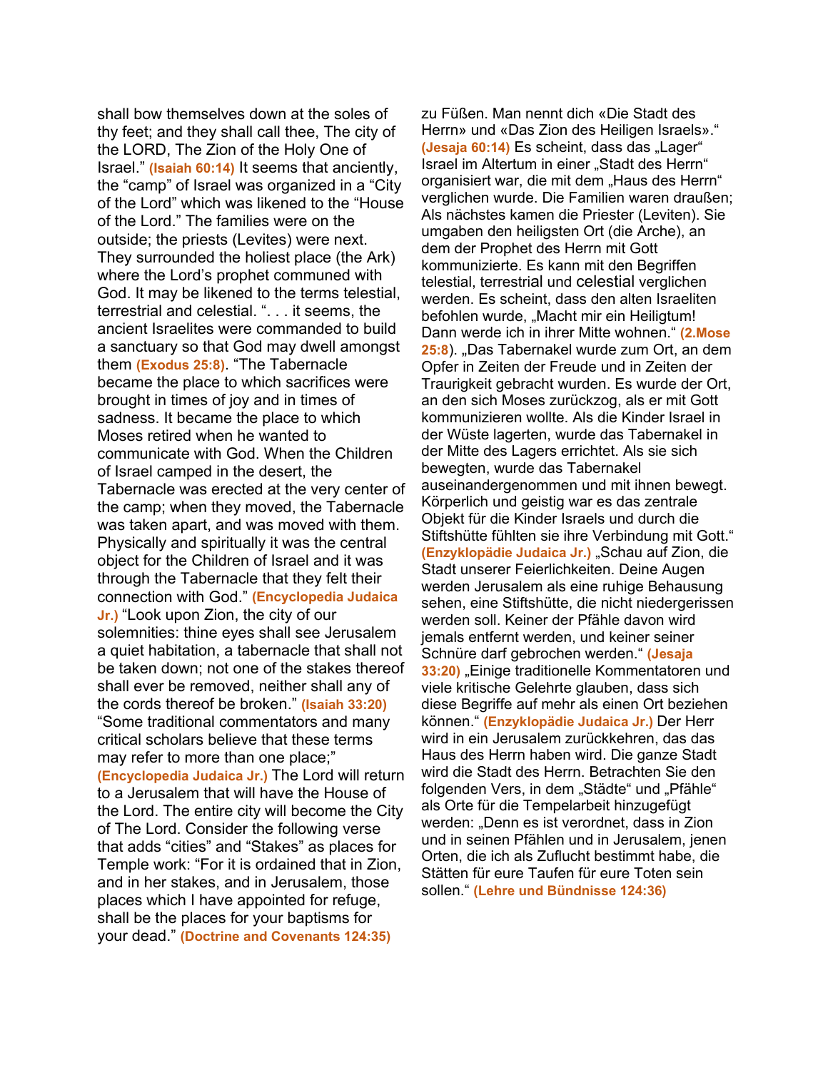shall bow themselves down at the soles of thy feet; and they shall call thee, The city of the LORD, The Zion of the Holy One of Israel." **(Isaiah 60:14)** It seems that anciently, the "camp" of Israel was organized in a "City of the Lord" which was likened to the "House of the Lord." The families were on the outside; the priests (Levites) were next. They surrounded the holiest place (the Ark) where the Lord's prophet communed with God. It may be likened to the terms telestial, terrestrial and celestial. ". . . it seems, the ancient Israelites were commanded to build a sanctuary so that God may dwell amongst them **(Exodus 25:8)**. "The Tabernacle became the place to which sacrifices were brought in times of joy and in times of sadness. It became the place to which Moses retired when he wanted to communicate with God. When the Children of Israel camped in the desert, the Tabernacle was erected at the very center of the camp; when they moved, the Tabernacle was taken apart, and was moved with them. Physically and spiritually it was the central object for the Children of Israel and it was through the Tabernacle that they felt their connection with God." **(Encyclopedia Judaica Jr.)** "Look upon Zion, the city of our solemnities: thine eyes shall see Jerusalem a quiet habitation, a tabernacle that shall not be taken down; not one of the stakes thereof shall ever be removed, neither shall any of the cords thereof be broken." **(Isaiah 33:20)** "Some traditional commentators and many critical scholars believe that these terms may refer to more than one place;" **(Encyclopedia Judaica Jr.)** The Lord will return to a Jerusalem that will have the House of the Lord. The entire city will become the City of The Lord. Consider the following verse that adds "cities" and "Stakes" as places for Temple work: "For it is ordained that in Zion, and in her stakes, and in Jerusalem, those places which I have appointed for refuge, shall be the places for your baptisms for your dead." **(Doctrine and Covenants 124:35)**

zu Füßen. Man nennt dich «Die Stadt des Herrn» und «Das Zion des Heiligen Israels»." **(Jesaja 60:14)** Es scheint, dass das „Lager" Israel im Altertum in einer „Stadt des Herrn" organisiert war, die mit dem „Haus des Herrn" verglichen wurde. Die Familien waren draußen; Als nächstes kamen die Priester (Leviten). Sie umgaben den heiligsten Ort (die Arche), an dem der Prophet des Herrn mit Gott kommunizierte. Es kann mit den Begriffen telestial, terrestrial und celestial verglichen werden. Es scheint, dass den alten Israeliten befohlen wurde, „Macht mir ein Heiligtum! Dann werde ich in ihrer Mitte wohnen." **(2.Mose 25:8)**. „Das Tabernakel wurde zum Ort, an dem Opfer in Zeiten der Freude und in Zeiten der Traurigkeit gebracht wurden. Es wurde der Ort, an den sich Moses zurückzog, als er mit Gott kommunizieren wollte. Als die Kinder Israel in der Wüste lagerten, wurde das Tabernakel in der Mitte des Lagers errichtet. Als sie sich bewegten, wurde das Tabernakel auseinandergenommen und mit ihnen bewegt. Körperlich und geistig war es das zentrale Objekt für die Kinder Israels und durch die Stiftshütte fühlten sie ihre Verbindung mit Gott." **(Enzyklopädie Judaica Jr.)** „Schau auf Zion, die Stadt unserer Feierlichkeiten. Deine Augen werden Jerusalem als eine ruhige Behausung sehen, eine Stiftshütte, die nicht niedergerissen werden soll. Keiner der Pfähle davon wird jemals entfernt werden, und keiner seiner Schnüre darf gebrochen werden." **(Jesaja 33:20)** „Einige traditionelle Kommentatoren und viele kritische Gelehrte glauben, dass sich diese Begriffe auf mehr als einen Ort beziehen können." **(Enzyklopädie Judaica Jr.)** Der Herr wird in ein Jerusalem zurückkehren, das das Haus des Herrn haben wird. Die ganze Stadt wird die Stadt des Herrn. Betrachten Sie den folgenden Vers, in dem „Städte" und „Pfähle" als Orte für die Tempelarbeit hinzugefügt werden: „Denn es ist verordnet, dass in Zion und in seinen Pfählen und in Jerusalem, jenen Orten, die ich als Zuflucht bestimmt habe, die Stätten für eure Taufen für eure Toten sein sollen." **(Lehre und Bündnisse 124:36)**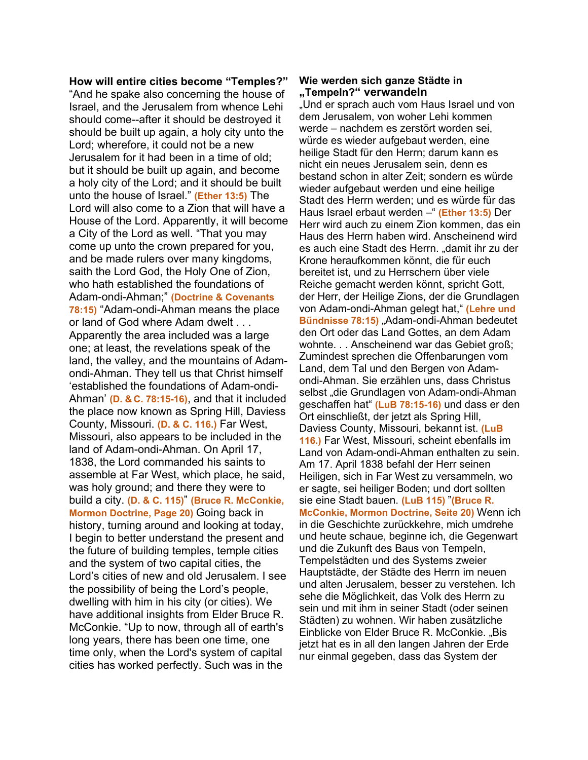**How will entire cities become "Temples?"**

"And he spake also concerning the house of Israel, and the Jerusalem from whence Lehi should come--after it should be destroyed it should be built up again, a holy city unto the Lord; wherefore, it could not be a new Jerusalem for it had been in a time of old; but it should be built up again, and become a holy city of the Lord; and it should be built unto the house of Israel." **(Ether 13:5)** The Lord will also come to a Zion that will have a House of the Lord. Apparently, it will become a City of the Lord as well. "That you may come up unto the crown prepared for you, and be made rulers over many kingdoms, saith the Lord God, the Holy One of Zion, who hath established the foundations of Adam-ondi-Ahman;" **(Doctrine & Covenants 78:15)** "Adam-ondi-Ahman means the place or land of God where Adam dwelt . . . Apparently the area included was a large one; at least, the revelations speak of the land, the valley, and the mountains of Adam-ondi-Ahman. They tell us that Christ himself 'established the foundations of Adam-ondi-Ahman' **(D. & C. 78:15-16)**, and that it included the place now known as Spring Hill, Daviess County, Missouri. **(D. & C. 116.)** Far West, Missouri, also appears to be included in the land of Adam-ondi-Ahman. On April 17, 1838, the Lord commanded his saints to assemble at Far West, which place, he said, was holy ground; and there they were to build a city. **(D. & C. 115)**" **(Bruce R. McConkie, Mormon Doctrine, Page 20)** Going back in history, turning around and looking at today, I begin to better understand the present and the future of building temples, temple cities and the system of two capital cities, the Lord's cities of new and old Jerusalem. I see the possibility of being the Lord's people, dwelling with him in his city (or cities). We have additional insights from Elder Bruce R. McConkie. "Up to now, through all of earth's long years, there has been one time, one time only, when the Lord's system of capital cities has worked perfectly. Such was in the

**Wie werden sich ganze Städte in „Tempeln?" verwandeln**

„Und er sprach auch vom Haus Israel und von dem Jerusalem, von woher Lehi kommen werde – nachdem es zerstört worden sei, würde es wieder aufgebaut werden, eine heilige Stadt für den Herrn; darum kann es nicht ein neues Jerusalem sein, denn es bestand schon in alter Zeit; sondern es würde wieder aufgebaut werden und eine heilige Stadt des Herrn werden; und es würde für das Haus Israel erbaut werden –" **(Ether 13:5)** Der Herr wird auch zu einem Zion kommen, das ein Haus des Herrn haben wird. Anscheinend wird es auch eine Stadt des Herrn. „damit ihr zu der Krone heraufkommen könnt, die für euch bereitet ist, und zu Herrschern über viele Reiche gemacht werden könnt, spricht Gott, der Herr, der Heilige Zions, der die Grundlagen von Adam-ondi-Ahman gelegt hat," **(Lehre und Bündnisse 78:15)** „Adam-ondi-Ahman bedeutet den Ort oder das Land Gottes, an dem Adam wohnte. . . Anscheinend war das Gebiet groß; Zumindest sprechen die Offenbarungen vom Land, dem Tal und den Bergen von Adam-ondi-Ahman. Sie erzählen uns, dass Christus selbst „die Grundlagen von Adam-ondi-Ahman geschaffen hat" **(LuB 78:15-16)** und dass er den Ort einschließt, der jetzt als Spring Hill, Daviess County, Missouri, bekannt ist. **(LuB 116.)** Far West, Missouri, scheint ebenfalls im Land von Adam-ondi-Ahman enthalten zu sein. Am 17. April 1838 befahl der Herr seinen Heiligen, sich in Far West zu versammeln, wo er sagte, sei heiliger Boden; und dort sollten sie eine Stadt bauen. **(LuB 115)** "**(Bruce R. McConkie, Mormon Doctrine, Seite 20)** Wenn ich in die Geschichte zurückkehre, mich umdrehe und heute schaue, beginne ich, die Gegenwart und die Zukunft des Baus von Tempeln, Tempelstädten und des Systems zweier Hauptstädte, der Städte des Herrn im neuen und alten Jerusalem, besser zu verstehen. Ich sehe die Möglichkeit, das Volk des Herrn zu sein und mit ihm in seiner Stadt (oder seinen Städten) zu wohnen. Wir haben zusätzliche Einblicke von Elder Bruce R. McConkie. „Bis jetzt hat es in all den langen Jahren der Erde nur einmal gegeben, dass das System der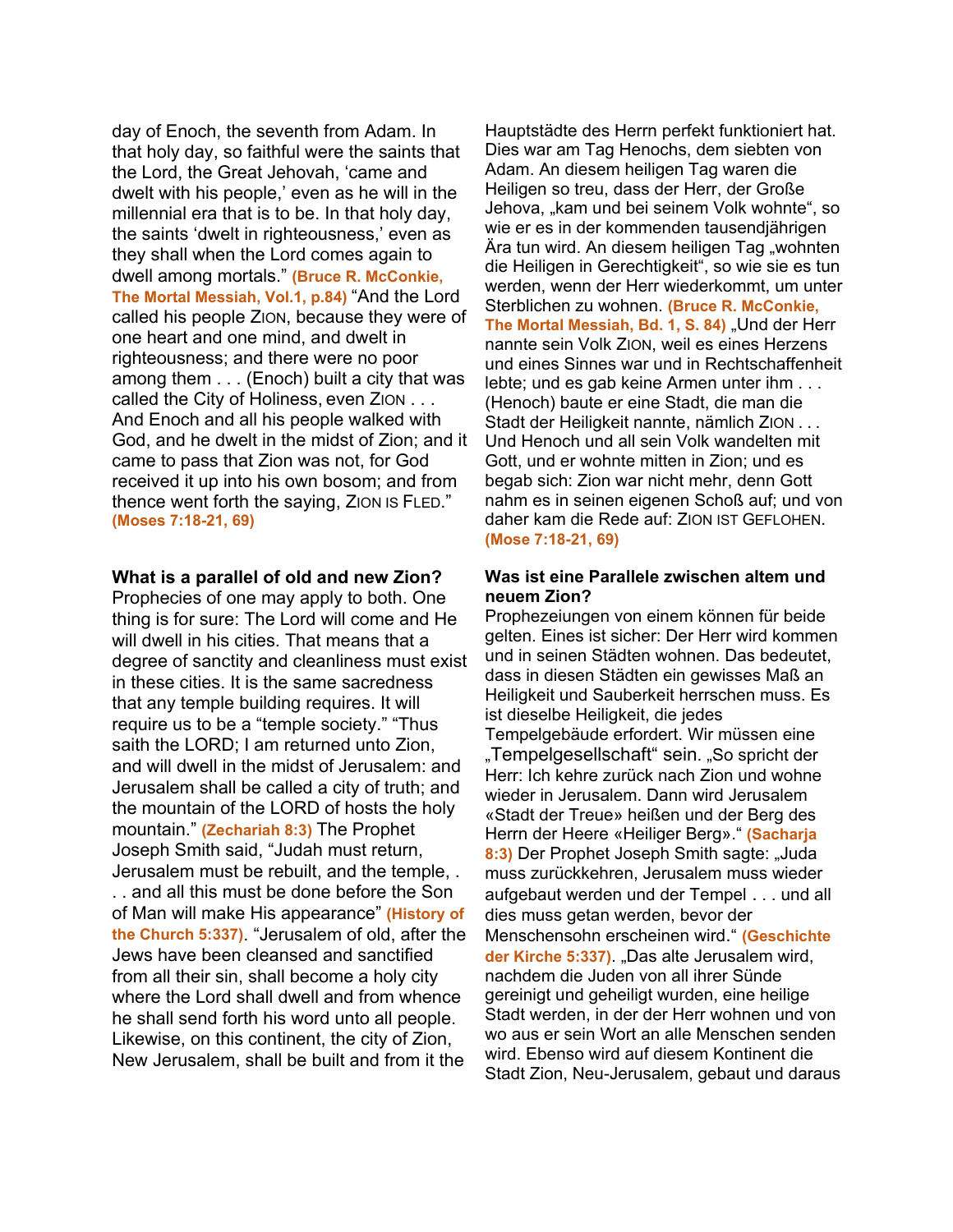day of Enoch, the seventh from Adam. In that holy day, so faithful were the saints that the Lord, the Great Jehovah, 'came and dwelt with his people,' even as he will in the millennial era that is to be. In that holy day, the saints 'dwelt in righteousness,' even as they shall when the Lord comes again to dwell among mortals." **(Bruce R. McConkie, The Mortal Messiah, Vol.1, p.84)** "And the Lord called his people ZION, because they were of one heart and one mind, and dwelt in righteousness; and there were no poor among them . . . (Enoch) built a city that was called the City of Holiness, even ZION . . . And Enoch and all his people walked with God, and he dwelt in the midst of Zion; and it came to pass that Zion was not, for God received it up into his own bosom; and from thence went forth the saying, ZION IS FLED." **(Moses 7:18-21, 69)**

**What is a parallel of old and new Zion?**
Prophecies of one may apply to both. One thing is for sure: The Lord will come and He will dwell in his cities. That means that a degree of sanctity and cleanliness must exist in these cities. It is the same sacredness that any temple building requires. It will require us to be a "temple society." "Thus saith the LORD; I am returned unto Zion, and will dwell in the midst of Jerusalem: and Jerusalem shall be called a city of truth; and the mountain of the LORD of hosts the holy mountain." **(Zechariah 8:3)** The Prophet Joseph Smith said, "Judah must return, Jerusalem must be rebuilt, and the temple, . . . and all this must be done before the Son of Man will make His appearance" **(History of the Church 5:337)**. "Jerusalem of old, after the Jews have been cleansed and sanctified from all their sin, shall become a holy city where the Lord shall dwell and from whence he shall send forth his word unto all people. Likewise, on this continent, the city of Zion, New Jerusalem, shall be built and from it the

Hauptstädte des Herrn perfekt funktioniert hat. Dies war am Tag Henochs, dem siebten von Adam. An diesem heiligen Tag waren die Heiligen so treu, dass der Herr, der Große Jehova, „kam und bei seinem Volk wohnte", so wie er es in der kommenden tausendjährigen Ära tun wird. An diesem heiligen Tag „wohnten die Heiligen in Gerechtigkeit", so wie sie es tun werden, wenn der Herr wiederkommt, um unter Sterblichen zu wohnen. **(Bruce R. McConkie, The Mortal Messiah, Bd. 1, S. 84)** „Und der Herr nannte sein Volk ZION, weil es eines Herzens und eines Sinnes war und in Rechtschaffenheit lebte; und es gab keine Armen unter ihm . . . (Henoch) baute er eine Stadt, die man die Stadt der Heiligkeit nannte, nämlich ZION . . . Und Henoch und all sein Volk wandelten mit Gott, und er wohnte mitten in Zion; und es begab sich: Zion war nicht mehr, denn Gott nahm es in seinen eigenen Schoß auf; und von daher kam die Rede auf: ZION IST GEFLOHEN. **(Mose 7:18-21, 69)**

**Was ist eine Parallele zwischen altem und neuem Zion?**
Prophezeiungen von einem können für beide gelten. Eines ist sicher: Der Herr wird kommen und in seinen Städten wohnen. Das bedeutet, dass in diesen Städten ein gewisses Maß an Heiligkeit und Sauberkeit herrschen muss. Es ist dieselbe Heiligkeit, die jedes Tempelgebäude erfordert. Wir müssen eine „Tempelgesellschaft" sein. „So spricht der Herr: Ich kehre zurück nach Zion und wohne wieder in Jerusalem. Dann wird Jerusalem «Stadt der Treue» heißen und der Berg des Herrn der Heere «Heiliger Berg»." **(Sacharja 8:3)** Der Prophet Joseph Smith sagte: „Juda muss zurückkehren, Jerusalem muss wieder aufgebaut werden und der Tempel . . . und all dies muss getan werden, bevor der Menschensohn erscheinen wird." **(Geschichte der Kirche 5:337)**. „Das alte Jerusalem wird, nachdem die Juden von all ihrer Sünde gereinigt und geheiligt wurden, eine heilige Stadt werden, in der der Herr wohnen und von wo aus er sein Wort an alle Menschen senden wird. Ebenso wird auf diesem Kontinent die Stadt Zion, Neu-Jerusalem, gebaut und daraus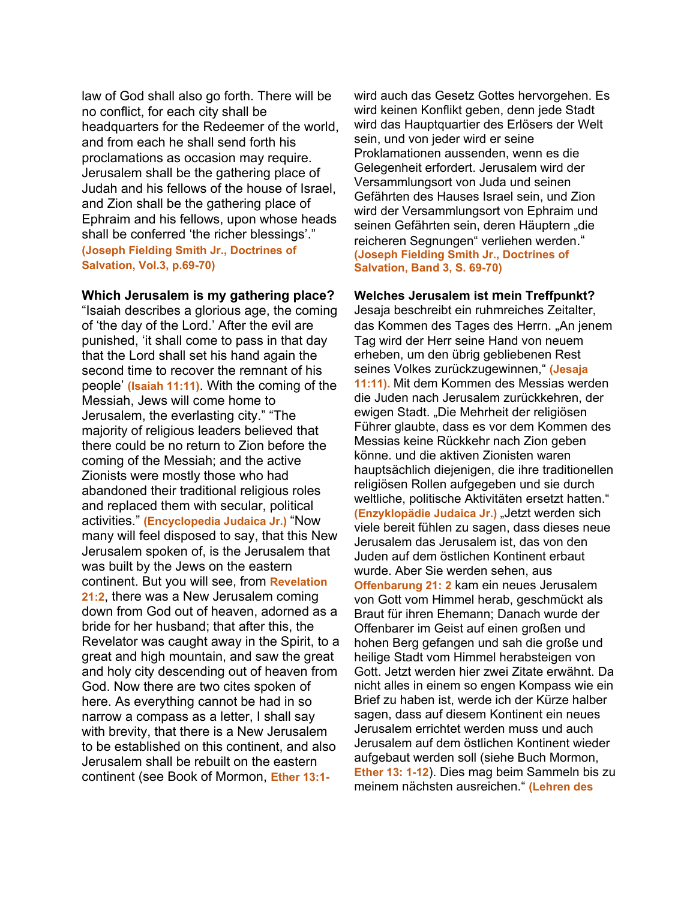law of God shall also go forth. There will be no conflict, for each city shall be headquarters for the Redeemer of the world, and from each he shall send forth his proclamations as occasion may require. Jerusalem shall be the gathering place of Judah and his fellows of the house of Israel, and Zion shall be the gathering place of Ephraim and his fellows, upon whose heads shall be conferred 'the richer blessings'." **(Joseph Fielding Smith Jr., Doctrines of Salvation, Vol.3, p.69-70)**

**Which Jerusalem is my gathering place?**
"Isaiah describes a glorious age, the coming of 'the day of the Lord.' After the evil are punished, 'it shall come to pass in that day that the Lord shall set his hand again the second time to recover the remnant of his people' **(Isaiah 11:11)**. With the coming of the Messiah, Jews will come home to Jerusalem, the everlasting city." "The majority of religious leaders believed that there could be no return to Zion before the coming of the Messiah; and the active Zionists were mostly those who had abandoned their traditional religious roles and replaced them with secular, political activities." **(Encyclopedia Judaica Jr.)** "Now many will feel disposed to say, that this New Jerusalem spoken of, is the Jerusalem that was built by the Jews on the eastern continent. But you will see, from **Revelation 21:2**, there was a New Jerusalem coming down from God out of heaven, adorned as a bride for her husband; that after this, the Revelator was caught away in the Spirit, to a great and high mountain, and saw the great and holy city descending out of heaven from God. Now there are two cites spoken of here. As everything cannot be had in so narrow a compass as a letter, I shall say with brevity, that there is a New Jerusalem to be established on this continent, and also Jerusalem shall be rebuilt on the eastern continent (see Book of Mormon, **Ether 13:1-**

wird auch das Gesetz Gottes hervorgehen. Es wird keinen Konflikt geben, denn jede Stadt wird das Hauptquartier des Erlösers der Welt sein, und von jeder wird er seine Proklamationen aussenden, wenn es die Gelegenheit erfordert. Jerusalem wird der Versammlungsort von Juda und seinen Gefährten des Hauses Israel sein, und Zion wird der Versammlungsort von Ephraim und seinen Gefährten sein, deren Häuptern „die reicheren Segnungen" verliehen werden." **(Joseph Fielding Smith Jr., Doctrines of Salvation, Band 3, S. 69-70)**

**Welches Jerusalem ist mein Treffpunkt?**
Jesaja beschreibt ein ruhmreiches Zeitalter, das Kommen des Tages des Herrn. „An jenem Tag wird der Herr seine Hand von neuem erheben, um den übrig gebliebenen Rest seines Volkes zurückzugewinnen," **(Jesaja 11:11).** Mit dem Kommen des Messias werden die Juden nach Jerusalem zurückkehren, der ewigen Stadt. „Die Mehrheit der religiösen Führer glaubte, dass es vor dem Kommen des Messias keine Rückkehr nach Zion geben könne. und die aktiven Zionisten waren hauptsächlich diejenigen, die ihre traditionellen religiösen Rollen aufgegeben und sie durch weltliche, politische Aktivitäten ersetzt hatten." **(Enzyklopädie Judaica Jr.)** „Jetzt werden sich viele bereit fühlen zu sagen, dass dieses neue Jerusalem das Jerusalem ist, das von den Juden auf dem östlichen Kontinent erbaut wurde. Aber Sie werden sehen, aus **Offenbarung 21: 2** kam ein neues Jerusalem von Gott vom Himmel herab, geschmückt als Braut für ihren Ehemann; Danach wurde der Offenbarer im Geist auf einen großen und hohen Berg gefangen und sah die große und heilige Stadt vom Himmel herabsteigen von Gott. Jetzt werden hier zwei Zitate erwähnt. Da nicht alles in einem so engen Kompass wie ein Brief zu haben ist, werde ich der Kürze halber sagen, dass auf diesem Kontinent ein neues Jerusalem errichtet werden muss und auch Jerusalem auf dem östlichen Kontinent wieder aufgebaut werden soll (siehe Buch Mormon, **Ether 13: 1-12**). Dies mag beim Sammeln bis zu meinem nächsten ausreichen." **(Lehren des**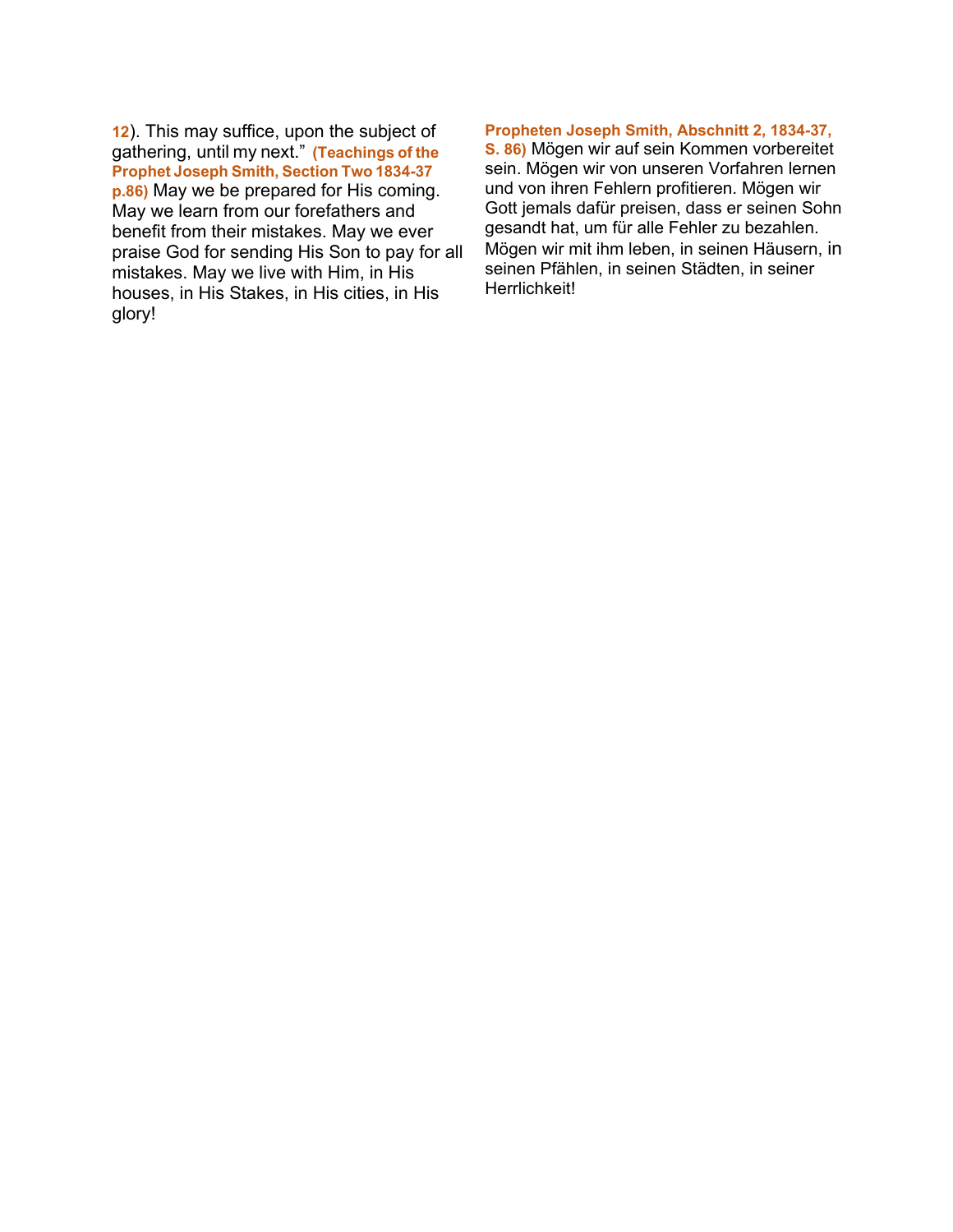**12**). This may suffice, upon the subject of gathering, until my next." **(Teachings of the Prophet Joseph Smith, Section Two 1834-37 p.86)** May we be prepared for His coming. May we learn from our forefathers and benefit from their mistakes. May we ever praise God for sending His Son to pay for all mistakes. May we live with Him, in His houses, in His Stakes, in His cities, in His glory!

**Propheten Joseph Smith, Abschnitt 2, 1834-37, S. 86)** Mögen wir auf sein Kommen vorbereitet sein. Mögen wir von unseren Vorfahren lernen und von ihren Fehlern profitieren. Mögen wir Gott jemals dafür preisen, dass er seinen Sohn gesandt hat, um für alle Fehler zu bezahlen. Mögen wir mit ihm leben, in seinen Häusern, in seinen Pfählen, in seinen Städten, in seiner Herrlichkeit!